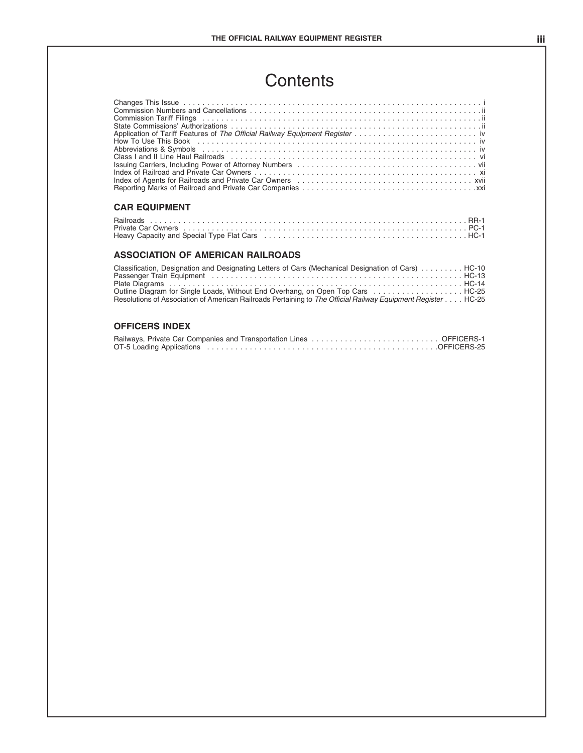# Contents

Changes This Issue . . . . . . . . . . . . . . . . . . . . . . . . . . . . . . . . . . . . . . . . . . . . . . . . . . . . . . . . . . . . . . . . . i
Commission Numbers and Cancellations . . . . . . . . . . . . . . . . . . . . . . . . . . . . . . . . . . . . . . . . . . . . . . . . . . ii
Commission Tariff Filings . . . . . . . . . . . . . . . . . . . . . . . . . . . . . . . . . . . . . . . . . . . . . . . . . . . . . . . . . . . . ii
State Commissions' Authorizations . . . . . . . . . . . . . . . . . . . . . . . . . . . . . . . . . . . . . . . . . . . . . . . . . . . . . ii
Application of Tariff Features of *The Official Railway Equipment Register* . . . . . . . . . . . . . . . . . . . . . . . . . . iv
How To Use This Book . . . . . . . . . . . . . . . . . . . . . . . . . . . . . . . . . . . . . . . . . . . . . . . . . . . . . . . . . . . . iv
Abbreviations & Symbols . . . . . . . . . . . . . . . . . . . . . . . . . . . . . . . . . . . . . . . . . . . . . . . . . . . . . . . . . . . iv
Class I and II Line Haul Railroads . . . . . . . . . . . . . . . . . . . . . . . . . . . . . . . . . . . . . . . . . . . . . . . . . . . . . vi
Issuing Carriers, Including Power of Attorney Numbers . . . . . . . . . . . . . . . . . . . . . . . . . . . . . . . . . . . . . . vii
Index of Railroad and Private Car Owners . . . . . . . . . . . . . . . . . . . . . . . . . . . . . . . . . . . . . . . . . . . . . . . . xi
Index of Agents for Railroads and Private Car Owners . . . . . . . . . . . . . . . . . . . . . . . . . . . . . . . . . . . . . xvii
Reporting Marks of Railroad and Private Car Companies . . . . . . . . . . . . . . . . . . . . . . . . . . . . . . . . . . . . .xxi

## CAR EQUIPMENT

Railroads . . . . . . . . . . . . . . . . . . . . . . . . . . . . . . . . . . . . . . . . . . . . . . . . . . . . . . . . . . . . . . . . . . . . RR-1
Private Car Owners . . . . . . . . . . . . . . . . . . . . . . . . . . . . . . . . . . . . . . . . . . . . . . . . . . . . . . . . . . . . . . . PC-1
Heavy Capacity and Special Type Flat Cars . . . . . . . . . . . . . . . . . . . . . . . . . . . . . . . . . . . . . . . . . . . . HC-1

## ASSOCIATION OF AMERICAN RAILROADS

Classification, Designation and Designating Letters of Cars (Mechanical Designation of Cars) . . . . . . . . . HC-10
Passenger Train Equipment . . . . . . . . . . . . . . . . . . . . . . . . . . . . . . . . . . . . . . . . . . . . . . . . . . . . . . . HC-13
Plate Diagrams . . . . . . . . . . . . . . . . . . . . . . . . . . . . . . . . . . . . . . . . . . . . . . . . . . . . . . . . . . . . . . . . HC-14
Outline Diagram for Single Loads, Without End Overhang, on Open Top Cars . . . . . . . . . . . . . . . . . . . HC-25
Resolutions of Association of American Railroads Pertaining to *The Official Railway Equipment Register* . . . . HC-25

## OFFICERS INDEX

Railways, Private Car Companies and Transportation Lines . . . . . . . . . . . . . . . . . . . . . . . . . . . OFFICERS-1
OT-5 Loading Applications . . . . . . . . . . . . . . . . . . . . . . . . . . . . . . . . . . . . . . . . . . . . . . . . .OFFICERS-25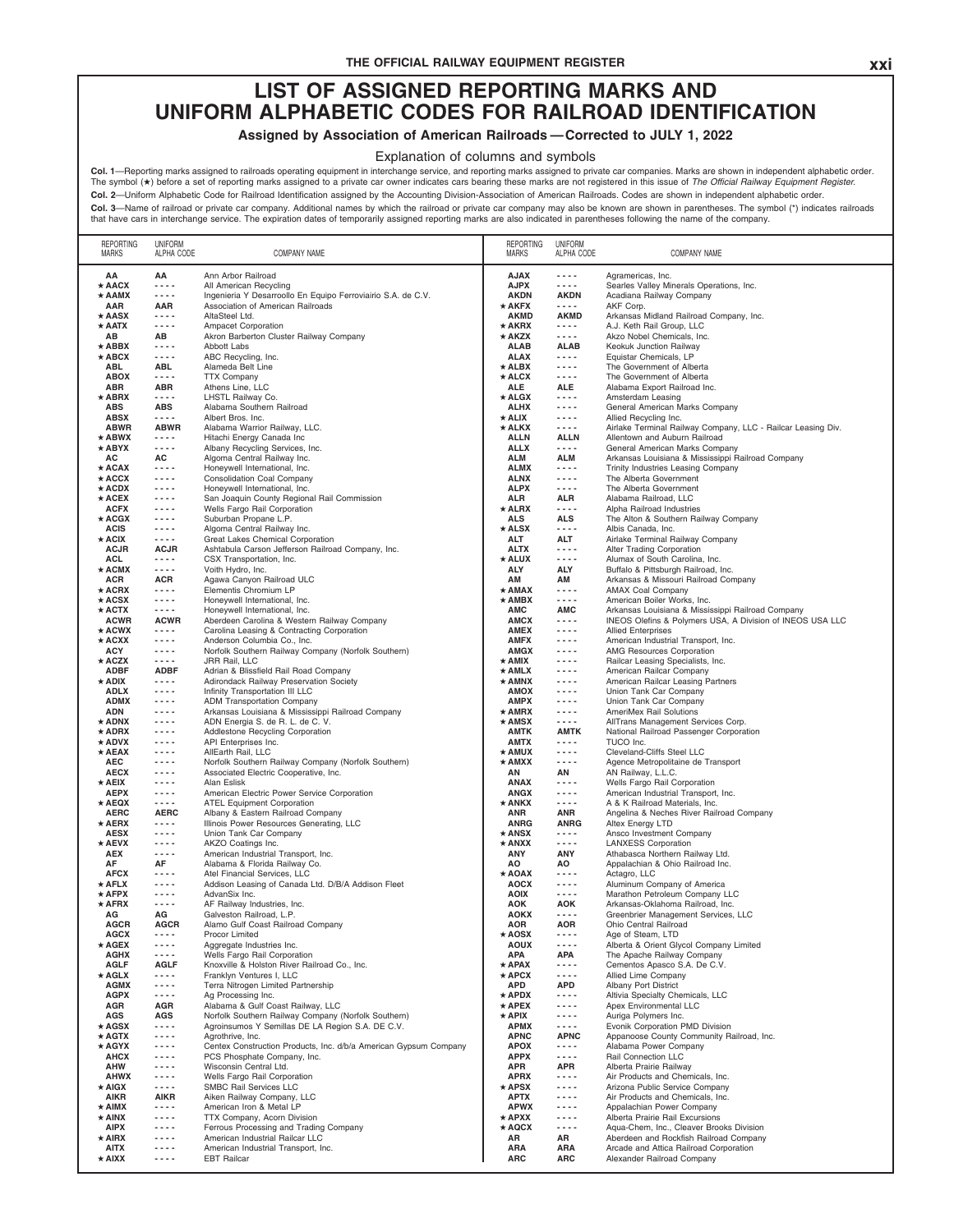# LIST OF ASSIGNED REPORTING MARKS AND UNIFORM ALPHABETIC CODES FOR RAILROAD IDENTIFICATION

**Assigned by Association of American Railroads — Corrected to JULY 1, 2022**

Explanation of columns and symbols

**Col. 1**—Reporting marks assigned to railroads operating equipment in interchange service, and reporting marks assigned to private car companies. Marks are shown in independent alphabetic order. The symbol (★) before a set of reporting marks assigned to a private car owner indicates cars bearing these marks are not registered in this issue of *The Official Railway Equipment Register.*

**Col. 2**—Uniform Alphabetic Code for Railroad Identification assigned by the Accounting Division-Association of American Railroads. Codes are shown in independent alphabetic order.

**Col. 3**—Name of railroad or private car company. Additional names by which the railroad or private car company may also be known are shown in parentheses. The symbol (*) indicates railroads that have cars in interchange service. The expiration dates of temporarily assigned reporting marks are also indicated in parentheses following the name of the company.

| REPORTING MARKS | UNIFORM ALPHA CODE | COMPANY NAME |
|---|---|---|
| AA | AA | Ann Arbor Railroad |
| ★ AACX | - - - - | All American Recycling |
| ★ AAMX | - - - - | Ingenieria Y Desarroollo En Equipo Ferroviairio S.A. de C.V. |
| AAR | AAR | Association of American Railroads |
| ★ AASX | - - - - | AltaSteel Ltd. |
| ★ AATX | - - - - | Ampacet Corporation |
| AB | AB | Akron Barberton Cluster Railway Company |
| ★ ABBX | - - - - | Abbott Labs |
| ★ ABCX | - - - - | ABC Recycling, Inc. |
| ABL | ABL | Alameda Belt Line |
| ABOX | - - - - | TTX Company |
| ABR | ABR | Athens Line, LLC |
| ★ ABRX | - - - - | LHSTL Railway Co. |
| ABS | ABS | Alabama Southern Railroad |
| ABSX | - - - - | Albert Bros. Inc. |
| ABWR | ABWR | Alabama Warrior Railway, LLC. |
| ★ ABWX | - - - - | Hitachi Energy Canada Inc |
| ★ ABYX | - - - - | Albany Recycling Services, Inc. |
| AC | AC | Algoma Central Railway Inc. |
| ★ ACAX | - - - - | Honeywell International, Inc. |
| ★ ACCX | - - - - | Consolidation Coal Company |
| ★ ACDX | - - - - | Honeywell International, Inc. |
| ★ ACEX | - - - - | San Joaquin County Regional Rail Commission |
| ACFX | - - - - | Wells Fargo Rail Corporation |
| ★ ACGX | - - - - | Suburban Propane L.P. |
| ACIS | - - - - | Algoma Central Railway Inc. |
| ★ ACIX | - - - - | Great Lakes Chemical Corporation |
| ACJR | ACJR | Ashtabula Carson Jefferson Railroad Company, Inc. |
| ACL | - - - - | CSX Transportation, Inc. |
| ★ ACMX | - - - - | Voith Hydro, Inc. |
| ACR | ACR | Agawa Canyon Railroad ULC |
| ★ ACRX | - - - - | Elementis Chromium LP |
| ★ ACSX | - - - - | Honeywell International, Inc. |
| ★ ACTX | - - - - | Honeywell International, Inc. |
| ACWR | ACWR | Aberdeen Carolina & Western Railway Company |
| ★ ACWX | - - - - | Carolina Leasing & Contracting Corporation |
| ★ ACXX | - - - - | Anderson Columbia Co., Inc. |
| ACY | - - - - | Norfolk Southern Railway Company (Norfolk Southern) |
| ★ ACZX | - - - - | JRR Rail, LLC |
| ADBF | ADBF | Adrian & Blissfield Rail Road Company |
| ★ ADIX | - - - - | Adirondack Railway Preservation Society |
| ADLX | - - - - | Infinity Transportation III LLC |
| ADMX | - - - - | ADM Transportation Company |
| ADN | - - - - | Arkansas Louisiana & Mississippi Railroad Company |
| ★ ADNX | - - - - | ADN Energia S. de R. L. de C. V. |
| ★ ADRX | - - - - | Addlestone Recycling Corporation |
| ★ ADVX | - - - - | API Enterprises Inc. |
| ★ AEAX | - - - - | AllEarth Rail, LLC |
| AEC | - - - - | Norfolk Southern Railway Company (Norfolk Southern) |
| AECX | - - - - | Associated Electric Cooperative, Inc. |
| ★ AEIX | - - - - | Alan Eslisk |
| AEPX | - - - - | American Electric Power Service Corporation |
| ★ AEQX | - - - - | ATEL Equipment Corporation |
| AERC | AERC | Albany & Eastern Railroad Company |
| ★ AERX | - - - - | Illinois Power Resources Generating, LLC |
| AESX | - - - - | Union Tank Car Company |
| ★ AEVX | - - - - | AKZO Coatings Inc. |
| AEX | - - - - | American Industrial Transport, Inc. |
| AF | AF | Alabama & Florida Railway Co. |
| AFCX | - - - - | Atel Financial Services, LLC |
| ★ AFLX | - - - - | Addison Leasing of Canada Ltd. D/B/A Addison Fleet |
| ★ AFPX | - - - - | AdvanSix Inc. |
| ★ AFRX | - - - - | AF Railway Industries, Inc. |
| AG | AG | Galveston Railroad, L.P. |
| AGCR | AGCR | Alamo Gulf Coast Railroad Company |
| AGCX | - - - - | Procor Limited |
| ★ AGEX | - - - - | Aggregate Industries Inc. |
| AGHX | - - - - | Wells Fargo Rail Corporation |
| AGLF | AGLF | Knoxville & Holston River Railroad Co., Inc. |
| ★ AGLX | - - - - | Franklyn Ventures I, LLC |
| AGMX | - - - - | Terra Nitrogen Limited Partnership |
| AGPX | - - - - | Ag Processing Inc. |
| AGR | AGR | Alabama & Gulf Coast Railway, LLC |
| AGS | AGS | Norfolk Southern Railway Company (Norfolk Southern) |
| ★ AGSX | - - - - | Agroinsumos Y Semillas DE LA Region S.A. DE C.V. |
| ★ AGTX | - - - - | Agrothrive, Inc. |
| ★ AGYX | - - - - | Centex Construction Products, Inc. d/b/a American Gypsum Company |
| AHCX | - - - - | PCS Phosphate Company, Inc. |
| AHW | - - - - | Wisconsin Central Ltd. |
| AHWX | - - - - | Wells Fargo Rail Corporation |
| ★ AIGX | - - - - | SMBC Rail Services LLC |
| AIKR | AIKR | Aiken Railway Company, LLC |
| ★ AIMX | - - - - | American Iron & Metal LP |
| ★ AINX | - - - - | TTX Company, Acorn Division |
| AIPX | - - - - | Ferrous Processing and Trading Company |
| ★ AIRX | - - - - | American Industrial Railcar LLC |
| AITX | - - - - | American Industrial Transport, Inc. |
| ★ AIXX | - - - - | EBT Railcar |
| AJAX | - - - - | Agramericas, Inc. |
| AJPX | - - - - | Searles Valley Minerals Operations, Inc. |
| AKDN | AKDN | Acadiana Railway Company |
| ★ AKFX | - - - - | AKF Corp. |
| AKMD | AKMD | Arkansas Midland Railroad Company, Inc. |
| ★ AKRX | - - - - | A.J. Keth Rail Group, LLC |
| ★ AKZX | - - - - | Akzo Nobel Chemicals, Inc. |
| ALAB | ALAB | Keokuk Junction Railway |
| ALAX | - - - - | Equistar Chemicals, LP |
| ★ ALBX | - - - - | The Government of Alberta |
| ★ ALCX | - - - - | The Government of Alberta |
| ALE | ALE | Alabama Export Railroad Inc. |
| ★ ALGX | - - - - | Amsterdam Leasing |
| ALHX | - - - - | General American Marks Company |
| ★ ALIX | - - - - | Allied Recycling Inc. |
| ★ ALKX | - - - - | Airlake Terminal Railway Company, LLC - Railcar Leasing Div. |
| ALLN | ALLN | Allentown and Auburn Railroad |
| ALLX | - - - - | General American Marks Company |
| ALM | ALM | Arkansas Louisiana & Mississippi Railroad Company |
| ALMX | - - - - | Trinity Industries Leasing Company |
| ALNX | - - - - | The Alberta Government |
| ALPX | - - - - | The Alberta Government |
| ALR | ALR | Alabama Railroad, LLC |
| ★ ALRX | - - - - | Alpha Railroad Industries |
| ALS | ALS | The Alton & Southern Railway Company |
| ★ ALSX | - - - - | Albis Canada, Inc. |
| ALT | ALT | Airlake Terminal Railway Company |
| ALTX | - - - - | Alter Trading Corporation |
| ★ ALUX | - - - - | Alumax of South Carolina, Inc. |
| ALY | ALY | Buffalo & Pittsburgh Railroad, Inc. |
| AM | AM | Arkansas & Missouri Railroad Company |
| ★ AMAX | - - - - | AMAX Coal Company |
| ★ AMBX | - - - - | American Boiler Works, Inc. |
| AMC | AMC | Arkansas Louisiana & Mississippi Railroad Company |
| AMCX | - - - - | INEOS Olefins & Polymers USA, A Division of INEOS USA LLC |
| AMEX | - - - - | Allied Enterprises |
| AMFX | - - - - | American Industrial Transport, Inc. |
| AMGX | - - - - | AMG Resources Corporation |
| ★ AMIX | - - - - | Railcar Leasing Specialists, Inc. |
| ★ AMLX | - - - - | American Railcar Company |
| ★ AMNX | - - - - | American Railcar Leasing Partners |
| AMOX | - - - - | Union Tank Car Company |
| AMPX | - - - - | Union Tank Car Company |
| ★ AMRX | - - - - | AmeriMex Rail Solutions |
| ★ AMSX | - - - - | AllTrans Management Services Corp. |
| AMTK | AMTK | National Railroad Passenger Corporation |
| AMTX | - - - - | TUCO Inc. |
| ★ AMUX | - - - - | Cleveland-Cliffs Steel LLC |
| ★ AMXX | - - - - | Agence Metropolitaine de Transport |
| AN | AN | AN Railway, L.L.C. |
| ANAX | - - - - | Wells Fargo Rail Corporation |
| ANGX | - - - - | American Industrial Transport, Inc. |
| ★ ANKX | - - - - | A & K Railroad Materials, Inc. |
| ANR | ANR | Angelina & Neches River Railroad Company |
| ANRG | ANRG | Altex Energy LTD |
| ★ ANSX | - - - - | Ansco Investment Company |
| ★ ANXX | - - - - | LANXESS Corporation |
| ANY | ANY | Athabasca Northern Railway Ltd. |
| AO | AO | Appalachian & Ohio Railroad Inc. |
| ★ AOAX | - - - - | Actagro, LLC |
| AOCX | - - - - | Aluminum Company of America |
| AOIX | - - - - | Marathon Petroleum Company LLC |
| AOK | AOK | Arkansas-Oklahoma Railroad, Inc. |
| AOKX | - - - - | Greenbrier Management Services, LLC |
| AOR | AOR | Ohio Central Railroad |
| ★ AOSX | - - - - | Age of Steam, LTD |
| AOUX | - - - - | Alberta & Orient Glycol Company Limited |
| APA | APA | The Apache Railway Company |
| ★ APAX | - - - - | Cementos Apasco S.A. De C.V. |
| ★ APCX | - - - - | Allied Lime Company |
| APD | APD | Albany Port District |
| ★ APDX | - - - - | Altivia Specialty Chemicals, LLC |
| ★ APEX | - - - - | Apex Environmental LLC |
| ★ APIX | - - - - | Auriga Polymers Inc. |
| APMX | - - - - | Evonik Corporation PMD Division |
| APNC | APNC | Appanoose County Community Railroad, Inc. |
| APOX | - - - - | Alabama Power Company |
| APPX | - - - - | Rail Connection LLC |
| APR | APR | Alberta Prairie Railway |
| APRX | - - - - | Air Products and Chemicals, Inc. |
| ★ APSX | - - - - | Arizona Public Service Company |
| APTX | - - - - | Air Products and Chemicals, Inc. |
| APWX | - - - - | Appalachian Power Company |
| ★ APXX | - - - - | Alberta Prairie Rail Excursions |
| ★ AQCX | - - - - | Aqua-Chem, Inc., Cleaver Brooks Division |
| AR | AR | Aberdeen and Rockfish Railroad Company |
| ARA | ARA | Arcade and Attica Railroad Corporation |
| ARC | ARC | Alexander Railroad Company |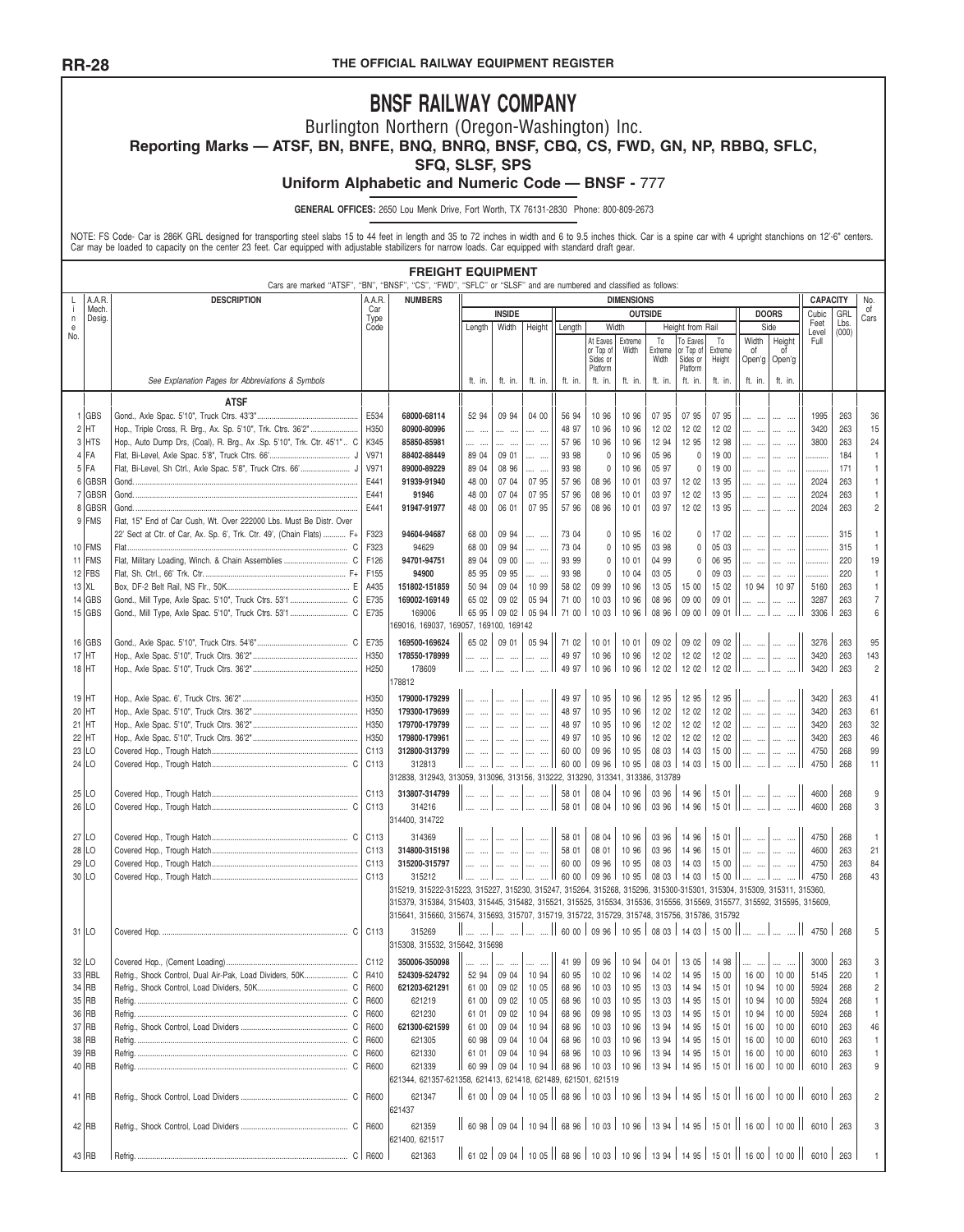# BNSF RAILWAY COMPANY

Burlington Northern (Oregon-Washington) Inc.

**Reporting Marks — ATSF, BN, BNFE, BNQ, BNRQ, BNSF, CBQ, CS, FWD, GN, NP, RBBQ, SFLC, SFQ, SLSF, SPS**

**Uniform Alphabetic and Numeric Code — BNSF -** 777

**GENERAL OFFICES:** 2650 Lou Menk Drive, Fort Worth, TX 76131-2830 Phone: 800-809-2673

NOTE: FS Code- Car is 286K GRL designed for transporting steel slabs 15 to 44 feet in length and 35 to 72 inches in width and 6 to 9.5 inches thick. Car is a spine car with 4 upright stanchions on 12'-6" centers. Car may be loaded to capacity on the center 23 feet. Car equipped with adjustable stabilizers for narrow loads. Car equipped with standard draft gear.

## FREIGHT EQUIPMENT

Cars are marked "ATSF", "BN", "BNSF", "CS", "FWD", "SFLC" or "SLSF" and are numbered and classified as follows:

| Line No. | A.A.R. Mech. Desig. | DESCRIPTION | A.A.R. Car Type Code | NUMBERS | Inside Length | Inside Width | Inside Height | Outside Length | Outside Width At Eaves or Top of Sides or Platform | Outside Extreme Width | Outside To Extreme Width | Height from Rail To Eaves or Top of Sides or Platform | Height from Rail To Extreme Height | Side Doors Width of Open'g | Side Doors Height of Open'g | Capacity Cubic Feet Level Full | Capacity GRL Lbs. (000) | No. of Cars |
|---|---|---|---|---|---|---|---|---|---|---|---|---|---|---|---|---|---|---|
| | | *See Explanation Pages for Abbreviations & Symbols* | | | ft. in. | ft. in. | ft. in. | ft. in. | ft. in. | ft. in. | ft. in. | ft. in. | ft. in. | ft. in. | ft. in. | | | |
| | | **ATSF** | | | | | | | | | | | | | | | | |
| 1 | GBS | Gond., Axle Spac. 5'10", Truck Ctrs. 43'3" | E534 | 68000-68114 | 52 94 | 09 94 | 04 00 | 56 94 | 10 96 | 10 96 | 07 95 | 07 95 | 07 95 | .... .... | .... .... | 1995 | 263 | 36 |
| 2 | HT | Hop., Triple Cross, R. Brg., Ax. Sp. 5'10", Trk. Ctrs. 36'2" | H350 | 80900-80996 | .... .... | .... .... | .... .... | 48 97 | 10 96 | 10 96 | 12 02 | 12 02 | 12 02 | .... .... | .... .... | 3420 | 263 | 15 |
| 3 | HTS | Hop., Auto Dump Drs, (Coal), R. Brg., Ax .Sp. 5'10", Trk. Ctr. 45'1" .. C | K345 | 85850-85981 | .... .... | .... .... | .... .... | 57 96 | 10 96 | 10 96 | 12 94 | 12 95 | 12 98 | .... .... | .... .... | 3800 | 263 | 24 |
| 4 | FA | Flat, Bi-Level, Axle Spac. 5'8", Truck Ctrs. 66' J | V971 | 88402-88449 | 89 04 | 09 01 | .... .... | 93 98 | 0 | 10 96 | 05 96 | 0 | 19 00 | .... .... | .... .... | .......... | 184 | 1 |
| 5 | FA | Flat, Bi-Level, Sh Ctrl., Axle Spac. 5'8", Truck Ctrs. 66' J | V971 | 89000-89229 | 89 04 | 08 96 | .... .... | 93 98 | 0 | 10 96 | 05 97 | 0 | 19 00 | .... .... | .... .... | .......... | 171 | 1 |
| 6 | GBSR | Gond. | E441 | 91939-91940 | 48 00 | 07 04 | 07 95 | 57 96 | 08 96 | 10 01 | 03 97 | 12 02 | 13 95 | .... .... | .... .... | 2024 | 263 | 1 |
| 7 | GBSR | Gond. | E441 | 91946 | 48 00 | 07 04 | 07 95 | 57 96 | 08 96 | 10 01 | 03 97 | 12 02 | 13 95 | .... .... | .... .... | 2024 | 263 | 1 |
| 8 | GBSR | Gond. | E441 | 91947-91977 | 48 00 | 06 01 | 07 95 | 57 96 | 08 96 | 10 01 | 03 97 | 12 02 | 13 95 | .... .... | .... .... | 2024 | 263 | 2 |
| 9 | FMS | Flat, 15" End of Car Cush, Wt. Over 222000 Lbs. Must Be Distr. Over 22' Sect at Ctr. of Car, Ax. Sp. 6', Trk. Ctr. 49', (Chain Flats) F+ | F323 | 94604-94687 | 68 00 | 09 94 | .... .... | 73 04 | 0 | 10 95 | 16 02 | 0 | 17 02 | .... .... | .... .... | .......... | 315 | 1 |
| 10 | FMS | Flat C | F323 | 94629 | 68 00 | 09 94 | .... .... | 73 04 | 0 | 10 95 | 03 98 | 0 | 05 03 | .... .... | .... .... | .......... | 315 | 1 |
| 11 | FMS | Flat, Military Loading, Winch. & Chain Assemblies C | F126 | 94701-94751 | 89 04 | 09 00 | .... .... | 93 99 | 0 | 10 01 | 04 99 | 0 | 06 95 | .... .... | .... .... | .......... | 220 | 19 |
| 12 | FBS | Flat, Sh. Ctrl., 66' Trk. Ctr. F+ | F155 | 94900 | 85 95 | 09 95 | .... .... | 93 98 | 0 | 10 04 | 03 05 | 0 | 09 03 | .... .... | .... .... | .......... | 220 | 1 |
| 13 | XL | Box, DF-2 Belt Rail, NS Flr., 50K E | A435 | 151802-151859 | 50 94 | 09 04 | 10 99 | 58 02 | 09 99 | 10 96 | 13 05 | 15 00 | 15 02 | 10 94 | 10 97 | 5160 | 263 | 1 |
| 14 | GBS | Gond., Mill Type, Axle Spac. 5'10", Truck Ctrs. 53'1 C | E735 | 169002-169149 | 65 02 | 09 02 | 05 94 | 71 00 | 10 03 | 10 96 | 08 96 | 09 00 | 09 01 | .... .... | .... .... | 3287 | 263 | 7 |
| 15 | GBS | Gond., Mill Type, Axle Spac. 5'10", Truck Ctrs. 53'1 C | E735 | 169006 | 65 95 | 09 02 | 05 94 | 71 00 | 10 03 | 10 96 | 08 96 | 09 00 | 09 01 | .... .... | .... .... | 3306 | 263 | 6 |
| | | | | 169016, 169037, 169057, 169100, 169142 | | | | | | | | | | | | | | |
| 16 | GBS | Gond., Axle Spac. 5'10", Truck Ctrs. 54'6" C | E735 | 169500-169624 | 65 02 | 09 01 | 05 94 | 71 02 | 10 01 | 10 01 | 09 02 | 09 02 | 09 02 | .... .... | .... .... | 3276 | 263 | 95 |
| 17 | HT | Hop., Axle Spac. 5'10", Truck Ctrs. 36'2" | H350 | 178550-178999 | .... .... | .... .... | .... .... | 49 97 | 10 96 | 10 96 | 12 02 | 12 02 | 12 02 | .... .... | .... .... | 3420 | 263 | 143 |
| 18 | HT | Hop., Axle Spac. 5'10", Truck Ctrs. 36'2" | H250 | 178609 | .... .... | .... .... | .... .... | 49 97 | 10 96 | 10 96 | 12 02 | 12 02 | 12 02 | .... .... | .... .... | 3420 | 263 | 2 |
| | | | | 178812 | | | | | | | | | | | | | | |
| 19 | HT | Hop., Axle Spac. 6', Truck Ctrs. 36'2" | H350 | 179000-179299 | .... .... | .... .... | .... .... | 49 97 | 10 95 | 10 96 | 12 95 | 12 95 | 12 95 | .... .... | .... .... | 3420 | 263 | 41 |
| 20 | HT | Hop., Axle Spac. 5'10", Truck Ctrs. 36'2" | H350 | 179300-179699 | .... .... | .... .... | .... .... | 48 97 | 10 95 | 10 96 | 12 02 | 12 02 | 12 02 | .... .... | .... .... | 3420 | 263 | 61 |
| 21 | HT | Hop., Axle Spac. 5'10", Truck Ctrs. 36'2" | H350 | 179700-179799 | .... .... | .... .... | .... .... | 48 97 | 10 95 | 10 96 | 12 02 | 12 02 | 12 02 | .... .... | .... .... | 3420 | 263 | 32 |
| 22 | HT | Hop., Axle Spac. 5'10", Truck Ctrs. 36'2" | H350 | 179800-179961 | .... .... | .... .... | .... .... | 49 97 | 10 95 | 10 96 | 12 02 | 12 02 | 12 02 | .... .... | .... .... | 3420 | 263 | 46 |
| 23 | LO | Covered Hop., Trough Hatch | C113 | 312800-313799 | .... .... | .... .... | .... .... | 60 00 | 09 96 | 10 95 | 08 03 | 14 03 | 15 00 | .... .... | .... .... | 4750 | 268 | 99 |
| 24 | LO | Covered Hop., Trough Hatch C | C113 | 312813 | .... .... | .... .... | .... .... | 60 00 | 09 96 | 10 95 | 08 03 | 14 03 | 15 00 | .... .... | .... .... | 4750 | 268 | 11 |
| | | | | 312838, 312943, 313059, 313096, 313156, 313222, 313290, 313341, 313386, 313789 | | | | | | | | | | | | | | |
| 25 | LO | Covered Hop., Trough Hatch | C113 | 313807-314799 | .... .... | .... .... | .... .... | 58 01 | 08 04 | 10 96 | 03 96 | 14 96 | 15 01 | .... .... | .... .... | 4600 | 268 | 9 |
| 26 | LO | Covered Hop., Trough Hatch C | C113 | 314216 | .... .... | .... .... | .... .... | 58 01 | 08 04 | 10 96 | 03 96 | 14 96 | 15 01 | .... .... | .... .... | 4600 | 268 | 3 |
| | | | | 314400, 314722 | | | | | | | | | | | | | | |
| 27 | LO | Covered Hop., Trough Hatch C | C113 | 314369 | .... .... | .... .... | .... .... | 58 01 | 08 04 | 10 96 | 03 96 | 14 96 | 15 01 | .... .... | .... .... | 4750 | 268 | 1 |
| 28 | LO | Covered Hop., Trough Hatch | C113 | 314800-315198 | .... .... | .... .... | .... .... | 58 01 | 08 01 | 10 96 | 03 96 | 14 96 | 15 01 | .... .... | .... .... | 4600 | 263 | 21 |
| 29 | LO | Covered Hop., Trough Hatch | C113 | 315200-315797 | .... .... | .... .... | .... .... | 60 00 | 09 96 | 10 95 | 08 03 | 14 03 | 15 00 | .... .... | .... .... | 4750 | 263 | 84 |
| 30 | LO | Covered Hop., Trough Hatch | C113 | 315212 | .... .... | .... .... | .... .... | 60 00 | 09 96 | 10 95 | 08 03 | 14 03 | 15 00 | .... .... | .... .... | 4750 | 268 | 43 |
| | | | | 315219, 315222-315223, 315227, 315230, 315247, 315264, 315268, 315296, 315300-315301, 315304, 315309, 315311, 315360, 315379, 315384, 315403, 315445, 315482, 315521, 315525, 315534, 315536, 315556, 315569, 315577, 315592, 315595, 315609, 315641, 315660, 315674, 315693, 315707, 315719, 315722, 315729, 315748, 315756, 315786, 315792 | | | | | | | | | | | | | | |
| 31 | LO | Covered Hop. C | C113 | 315269 | .... .... | .... .... | .... .... | 60 00 | 09 96 | 10 95 | 08 03 | 14 03 | 15 00 | .... .... | .... .... | 4750 | 268 | 5 |
| | | | | 315308, 315532, 315642, 315698 | | | | | | | | | | | | | | |
| 32 | LO | Covered Hop., (Cement Loading) | C112 | 350006-350098 | .... .... | .... .... | .... .... | 41 99 | 09 96 | 10 94 | 04 01 | 13 05 | 14 98 | .... .... | .... .... | 3000 | 263 | 3 |
| 33 | RBL | Refrig., Shock Control, Dual Air-Pak, Load Dividers, 50K C | R410 | 524309-524792 | 52 94 | 09 04 | 10 94 | 60 95 | 10 02 | 10 96 | 14 02 | 14 95 | 15 00 | 16 00 | 10 00 | 5145 | 220 | 1 |
| 34 | RB | Refrig., Shock Control, Load Dividers, 50K C | R600 | 621203-621291 | 61 00 | 09 02 | 10 05 | 68 96 | 10 03 | 10 95 | 13 03 | 14 94 | 15 01 | 10 94 | 10 00 | 5924 | 268 | 2 |
| 35 | RB | Refrig. C | R600 | 621219 | 61 00 | 09 02 | 10 05 | 68 96 | 10 03 | 10 95 | 13 03 | 14 95 | 15 01 | 10 94 | 10 00 | 5924 | 268 | 1 |
| 36 | RB | Refrig. C | R600 | 621230 | 61 01 | 09 02 | 10 94 | 68 96 | 09 98 | 10 95 | 13 03 | 14 95 | 15 01 | 10 94 | 10 00 | 5924 | 268 | 1 |
| 37 | RB | Refrig., Shock Control, Load Dividers C | R600 | 621300-621599 | 61 00 | 09 04 | 10 94 | 68 96 | 10 03 | 10 96 | 13 94 | 14 95 | 15 01 | 16 00 | 10 00 | 6010 | 263 | 46 |
| 38 | RB | Refrig. C | R600 | 621305 | 60 98 | 09 04 | 10 04 | 68 96 | 10 03 | 10 96 | 13 94 | 14 95 | 15 01 | 16 00 | 10 00 | 6010 | 263 | 1 |
| 39 | RB | Refrig. C | R600 | 621330 | 61 01 | 09 04 | 10 94 | 68 96 | 10 03 | 10 96 | 13 94 | 14 95 | 15 01 | 16 00 | 10 00 | 6010 | 263 | 1 |
| 40 | RB | Refrig. C | R600 | 621339 | 60 99 | 09 04 | 10 94 | 68 96 | 10 03 | 10 96 | 13 94 | 14 95 | 15 01 | 16 00 | 10 00 | 6010 | 263 | 9 |
| | | | | 621344, 621357-621358, 621413, 621418, 621489, 621501, 621519 | | | | | | | | | | | | | | |
| 41 | RB | Refrig., Shock Control, Load Dividers C | R600 | 621347 | 61 00 | 09 04 | 10 05 | 68 96 | 10 03 | 10 96 | 13 94 | 14 95 | 15 01 | 16 00 | 10 00 | 6010 | 263 | 2 |
| | | | | 621437 | | | | | | | | | | | | | | |
| 42 | RB | Refrig., Shock Control, Load Dividers C | R600 | 621359 | 60 98 | 09 04 | 10 94 | 68 96 | 10 03 | 10 96 | 13 94 | 14 95 | 15 01 | 16 00 | 10 00 | 6010 | 263 | 3 |
| | | | | 621400, 621517 | | | | | | | | | | | | | | |
| 43 | RB | Refrig. C | R600 | 621363 | 61 02 | 09 04 | 10 05 | 68 96 | 10 03 | 10 96 | 13 94 | 14 95 | 15 01 | 16 00 | 10 00 | 6010 | 263 | 1 |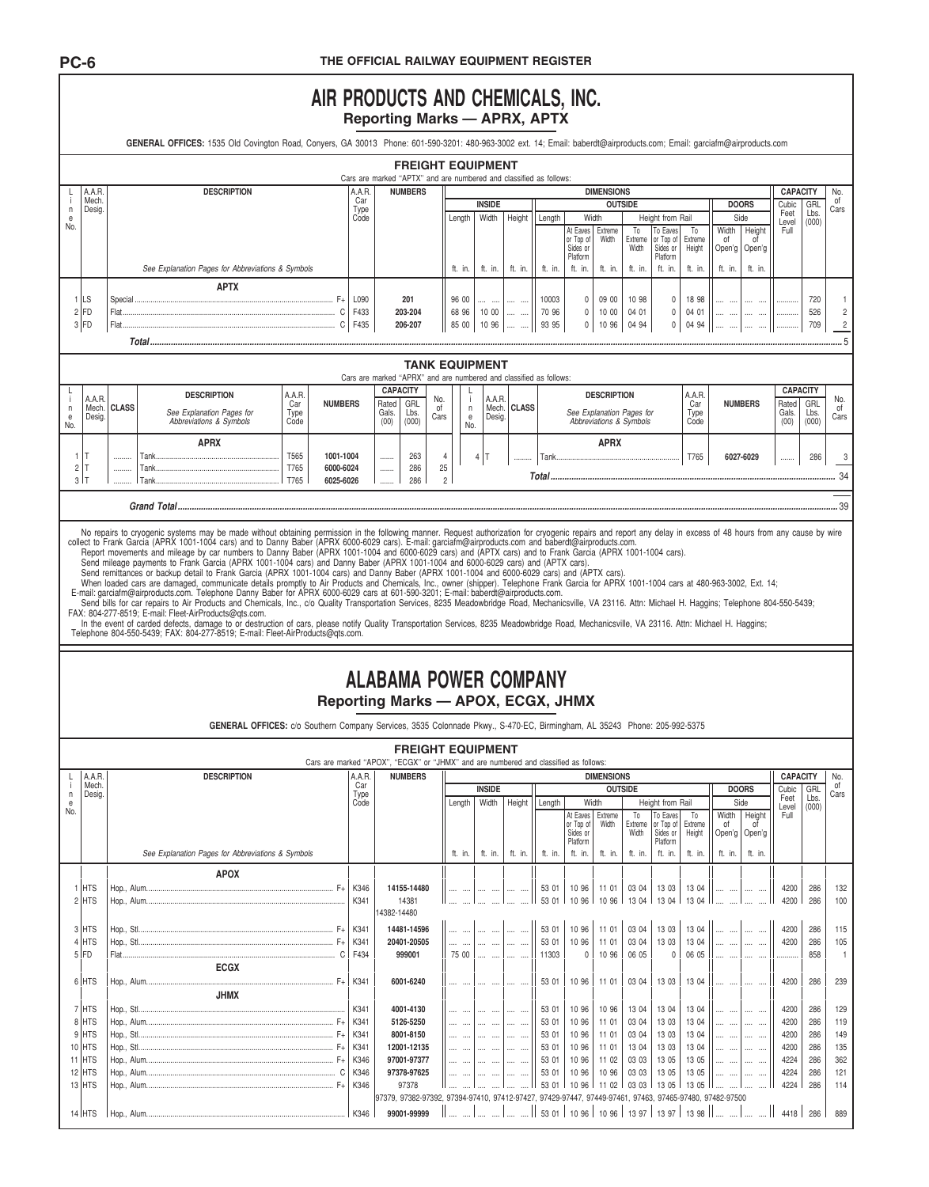# AIR PRODUCTS AND CHEMICALS, INC.

## Reporting Marks — APRX, APTX

**GENERAL OFFICES:** 1535 Old Covington Road, Conyers, GA 30013 Phone: 601-590-3201: 480-963-3002 ext. 14; Email: babert@airproducts.com; Email: garciafm@airproducts.com

### FREIGHT EQUIPMENT

Cars are marked "APTX" and are numbered and classified as follows:

| Line No. | A.A.R. Mech. Desig. | DESCRIPTION (See Explanation Pages for Abbreviations & Symbols) | A.A.R. Car Type Code | NUMBERS | Inside Length ft. in. | Inside Width ft. in. | Inside Height ft. in. | Outside Length ft. in. | Outside Width At Eaves or Top of Sides or Platform ft. in. | Outside Extreme Width ft. in. | Height from Rail To Extreme Width ft. in. | Height from Rail To Eaves or Top of Sides or Platform ft. in. | Height from Rail To Extreme Height ft. in. | Doors Side Width of Open'g ft. in. | Doors Side Height of Open'g ft. in. | Capacity Cubic Feet Level Full | Capacity GRL Lbs. (000) | No. of Cars |
|---|---|---|---|---|---|---|---|---|---|---|---|---|---|---|---|---|---|---|
| | | **APTX** | | | | | | | | | | | | | | | | |
| 1 | LS | Special F+ | L090 | 201 | 96 00 | .... .... | .... .... | 10003 | 0 | 09 00 | 10 98 | 0 | 18 98 | .... .... | .... .... | ........ | 720 | 1 |
| 2 | FD | Flat C | F433 | 203-204 | 68 96 | 10 00 | .... .... | 70 96 | 0 | 10 00 | 04 01 | 0 | 04 01 | .... .... | .... .... | ........ | 526 | 2 |
| 3 | FD | Flat C | F435 | 206-207 | 85 00 | 10 96 | .... .... | 93 95 | 0 | 10 96 | 04 94 | 0 | 04 94 | .... .... | .... .... | ........ | 709 | 2 |
| | | ***Total*** | | | | | | | | | | | | | | | | 5 |

### TANK EQUIPMENT

Cars are marked "APRX" and are numbered and classified as follows:

| Line No. | A.A.R. Mech. Desig. | CLASS | DESCRIPTION (See Explanation Pages for Abbreviations & Symbols) | A.A.R. Car Type Code | NUMBERS | Capacity Rated Gals. (00) | Capacity GRL Lbs. (000) | No. of Cars |
|---|---|---|---|---|---|---|---|---|
| | | | **APRX** | | | | | |
| 1 | T | ........ | Tank | T565 | 1001-1004 | ........ | 263 | 4 |
| 2 | T | ........ | Tank | T765 | 6000-6024 | ........ | 286 | 25 |
| 3 | T | ........ | Tank | T765 | 6025-6026 | ........ | 286 | 2 |
| 4 | T | ........ | Tank | T765 | 6027-6029 | ........ | 286 | 3 |
| | | | ***Total*** | | | | | 34 |

***Grand Total*** ........ 39

No repairs to cryogenic systems may be made without obtaining permission in the following manner. Request authorization for cryogenic repairs and report any delay in excess of 48 hours from any cause by wire collect to Frank Garcia (APRX 1001-1004 cars) and to Danny Baber (APRX 6000-6029 cars). E-mail: garciafm@airproducts.com and babert@airproducts.com.

Report movements and mileage by car numbers to Danny Baber (APRX 1001-1004 and 6000-6029 cars) and (APTX cars) and to Frank Garcia (APRX 1001-1004 cars).

Send mileage payments to Frank Garcia (APRX 1001-1004 cars) and Danny Baber (APRX 1001-1004 and 6000-6029 cars) and (APTX cars).

Send remittances or backup detail to Frank Garcia (APRX 1001-1004 cars) and Danny Baber (APRX 1001-1004 and 6000-6029 cars) and (APTX cars).

When loaded cars are damaged, communicate details promptly to Air Products and Chemicals, Inc., owner (shipper). Telephone Frank Garcia for APRX 1001-1004 cars at 480-963-3002, Ext. 14; E-mail: garciafm@airproducts.com. Telephone Danny Baber for APRX 6000-6029 cars at 601-590-3201; E-mail: babert@airproducts.com.

Send bills for car repairs to Air Products and Chemicals, Inc., c/o Quality Transportation Services, 8235 Meadowbridge Road, Mechanicsville, VA 23116. Attn: Michael H. Haggins; Telephone 804-550-5439; FAX: 804-277-8519; E-mail: Fleet-AirProducts@qts.com.

In the event of carded defects, damage to or destruction of cars, please notify Quality Transportation Services, 8235 Meadowbridge Road, Mechanicsville, VA 23116. Attn: Michael H. Haggins; Telephone 804-550-5439; FAX: 804-277-8519; E-mail: Fleet-AirProducts@qts.com.

# ALABAMA POWER COMPANY

## Reporting Marks — APOX, ECGX, JHMX

**GENERAL OFFICES:** c/o Southern Company Services, 3535 Colonnade Pkwy., S-470-EC, Birmingham, AL 35243 Phone: 205-992-5375

### FREIGHT EQUIPMENT

Cars are marked "APOX", "ECGX" or "JHMX" and are numbered and classified as follows:

| Line No. | A.A.R. Mech. Desig. | DESCRIPTION (See Explanation Pages for Abbreviations & Symbols) | A.A.R. Car Type Code | NUMBERS | Inside Length ft. in. | Inside Width ft. in. | Inside Height ft. in. | Outside Length ft. in. | Outside Width At Eaves or Top of Sides or Platform ft. in. | Outside Extreme Width ft. in. | Height from Rail To Extreme Width ft. in. | Height from Rail To Eaves or Top of Sides or Platform ft. in. | Height from Rail To Extreme Height ft. in. | Doors Side Width of Open'g ft. in. | Doors Side Height of Open'g ft. in. | Capacity Cubic Feet Level Full | Capacity GRL Lbs. (000) | No. of Cars |
|---|---|---|---|---|---|---|---|---|---|---|---|---|---|---|---|---|---|---|
| | | **APOX** | | | | | | | | | | | | | | | | |
| 1 | HTS | Hop., Alum. F+ | K346 | 14155-14480 | .... .... | .... .... | .... .... | 53 01 | 10 96 | 11 01 | 03 04 | 13 03 | 13 04 | .... .... | .... .... | 4200 | 286 | 132 |
| 2 | HTS | Hop., Alum. | K341 | 14381, 14382-14480 | .... .... | .... .... | .... .... | 53 01 | 10 96 | 10 96 | 13 04 | 13 04 | 13 04 | .... .... | .... .... | 4200 | 286 | 100 |
| 3 | HTS | Hop., Stl. F+ | K341 | 14481-14596 | .... .... | .... .... | .... .... | 53 01 | 10 96 | 11 01 | 03 04 | 13 03 | 13 04 | .... .... | .... .... | 4200 | 286 | 115 |
| 4 | HTS | Hop., Stl. F+ | K341 | 20401-20505 | .... .... | .... .... | .... .... | 53 01 | 10 96 | 11 01 | 03 04 | 13 03 | 13 04 | .... .... | .... .... | 4200 | 286 | 105 |
| 5 | FD | Flat C | F434 | 999001 | 75 00 | .... .... | .... .... | 11303 | 0 | 10 96 | 06 05 | 0 | 06 05 | .... .... | .... .... | ........ | 858 | 1 |
| | | **ECGX** | | | | | | | | | | | | | | | | |
| 6 | HTS | Hop., Alum. F+ | K341 | 6001-6240 | .... .... | .... .... | .... .... | 53 01 | 10 96 | 11 01 | 03 04 | 13 03 | 13 04 | .... .... | .... .... | 4200 | 286 | 239 |
| | | **JHMX** | | | | | | | | | | | | | | | | |
| 7 | HTS | Hop., Stl. | K341 | 4001-4130 | .... .... | .... .... | .... .... | 53 01 | 10 96 | 10 96 | 13 04 | 13 04 | 13 04 | .... .... | .... .... | 4200 | 286 | 129 |
| 8 | HTS | Hop., Alum. F+ | K341 | 5126-5250 | .... .... | .... .... | .... .... | 53 01 | 10 96 | 11 01 | 03 04 | 13 03 | 13 04 | .... .... | .... .... | 4200 | 286 | 119 |
| 9 | HTS | Hop., Stl. F+ | K341 | 8001-8150 | .... .... | .... .... | .... .... | 53 01 | 10 96 | 11 01 | 03 04 | 13 03 | 13 04 | .... .... | .... .... | 4200 | 286 | 149 |
| 10 | HTS | Hop., Stl. F+ | K341 | 12001-12135 | .... .... | .... .... | .... .... | 53 01 | 10 96 | 11 01 | 03 04 | 13 03 | 13 04 | .... .... | .... .... | 4200 | 286 | 135 |
| 11 | HTS | Hop., Alum. F+ | K346 | 97001-97377 | .... .... | .... .... | .... .... | 53 01 | 10 96 | 11 02 | 03 03 | 13 05 | 13 05 | .... .... | .... .... | 4224 | 286 | 362 |
| 12 | HTS | Hop., Alum. C | K346 | 97378-97625 | .... .... | .... .... | .... .... | 53 01 | 10 96 | 10 96 | 03 03 | 13 05 | 13 05 | .... .... | .... .... | 4224 | 286 | 121 |
| 13 | HTS | Hop., Alum. F+ | K346 | 97378, 97379, 97382-97392, 97394-97410, 97412-97427, 97429-97447, 97449-97461, 97463, 97465-97480, 97482-97500 | .... .... | .... .... | .... .... | 53 01 | 10 96 | 11 02 | 03 03 | 13 05 | 13 05 | .... .... | .... .... | 4224 | 286 | 114 |
| 14 | HTS | Hop., Alum. | K346 | 99001-99999 | .... .... | .... .... | .... .... | 53 01 | 10 96 | 10 96 | 13 97 | 13 97 | 13 98 | .... .... | .... .... | 4418 | 286 | 889 |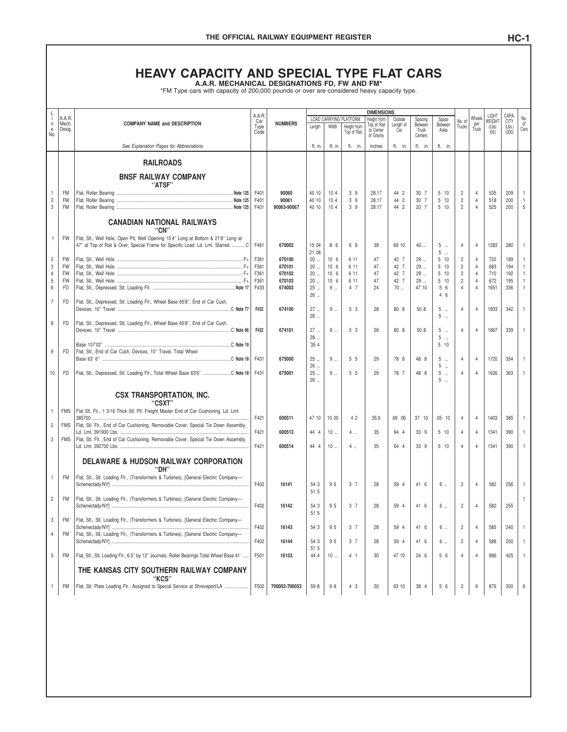# HEAVY CAPACITY AND SPECIAL TYPE FLAT CARS

**A.A.R. MECHANICAL DESIGNATIONS FD, FW AND FM***

*FM Type cars with capacity of 200,000 pounds or over are considered heavy capacity type.

| Line No. | A.A.R. Mech. Desig. | COMPANY NAME and DESCRIPTION | A.A.R. Car Type Code | NUMBERS | Load Carrying Platform Length | Load Carrying Platform Width | Load Carrying Platform Height from Top of Rail | Height from Top of Rail to Center of Gravity | Outside Length of Car | Spacing Between Truck Centers | Space Between Axles | No. of Trucks | Wheels per Truck | LIGHT WEIGHT (Lbs) (00) | CAPACITY (Lbs.) (000) | No. of Cars |
|---|---|---|---|---|---|---|---|---|---|---|---|---|---|---|---|---|
| | | *See Explanation Pages for Abbreviations* | | | ft. in. | ft. in. | ft. in. | inches | ft. in. | ft. in. | ft. in. | | | | | |
| | | **RAILROADS** | | | | | | | | | | | | | | |
| | | **BNSF RAILWAY COMPANY "ATSF"** | | | | | | | | | | | | | | |
| 1 | FM | Flat, Roller Bearing ... Note 125 | F401 | 90060 | 40 10 | 10 4 | 3 9 | 28.17 | 44 2 | 30 7 | 5 10 | 2 | 4 | 535 | 209 | 1 |
| 2 | FM | Flat, Roller Bearing ... Note 125 | F401 | 90061 | 40 10 | 10 4 | 3 9 | 28.17 | 44 2 | 30 7 | 5 10 | 2 | 4 | 518 | 200 | 1 |
| 3 | FM | Flat, Roller Bearing ... Note 125 | F401 | 90063-90067 | 40 10 | 10 4 | 3 9 | 28.17 | 44 2 | 20 7 | 5 10 | 2 | 4 | 525 | 200 | 5 |
| | | **CANADIAN NATIONAL RAILWAYS "CN"** | | | | | | | | | | | | | | |
| 1 | FW | Flat, Stl., Well Hole, Open Pit, Well Opening 15'4" Long at Bottom & 21'8" Long at 47" at Top of Rail & Over, Special Frame for Specific Load. Ld. Lmt. Starred ... C | F461 | 670002 | 15 04 / 21 08 | 8 6 | 6 8 | 39 | 69 10 | 40 ... | 5 ... / 5 ... | 4 | 4 | 1283 | 280 | 1 |
| 2 | FW | Flat, Stl., Well Hole ... F+ | F361 | 670100 | 20 ... | 10 6 | 6 11 | 47 | 42 7 | 29 ... | 5 10 | 2 | 4 | 732 | 189 | 1 |
| 3 | FW | Flat, Stl., Well Hole ... F+ | F361 | 670101 | 20 ... | 10 6 | 6 11 | 47 | 42 7 | 29 ... | 5 10 | 2 | 4 | 683 | 194 | 1 |
| 4 | FW | Flat, Stl., Well Hole ... F+ | F361 | 670102 | 20 ... | 10 6 | 6 11 | 47 | 42 7 | 29 ... | 5 10 | 2 | 4 | 710 | 192 | 1 |
| 5 | FW | Flat, Stl., Well Hole ... F+ | F361 | 670103 | 20 ... | 10 6 | 6 11 | 47 | 42 7 | 29 ... | 5 10 | 2 | 4 | 672 | 195 | 1 |
| 6 | FD | Flat, Stl., Depressed, Stl. Loading Flr. ... Note 17 | F433 | 674003 | 25 ... / 26 ... | 9 ... | 4 7 | 24 | 70 ... | 47 10 | 5 6 / 4 6 | 4 | 4 | 1651 | 336 | 1 |
| 7 | FD | Flat, Stl., Depressed, Stl. Loading Flr., Wheel Base 65'8", End of Car Cush. Devices, 10" Travel ... C Note 77 | F432 | 674100 | 27 ... / 28 ... | 9 ... | 5 3 | 28 | 80 8 | 50 8 | 5 ... / 5 ... | 4 | 4 | 1833 | 342 | 1 |
| 8 | FD | Flat, Stl., Depressed, Stl. Loading Flr., Wheel Base 65'8", End of Car Cush. Devices, 10" Travel ... C Note 86 | F432 | 674101 | 27 ... / 28 ... | 9 ... | 5 3 | 28 | 80 8 | 50 8 | 5 ... / 5 ... | 4 | 4 | 1867 | 339 | 1 |
| | | Base 107'02" ... C Note 19 | | | 35 4 | | | | | | 5 10 | | | | | |
| 9 | FD | Flat, Stl., End of Car Cush. Devices, 10" Travel, Total Wheel Base 63' 6" ... C Note 18 | F431 | 675000 | 25 ... / 26 ... | 9 ... | 5 5 | 29 | 78 8 | 48 8 | 5 ... / 5 ... | 4 | 4 | 1720 | 354 | 1 |
| 10 | FD | Flat, Stl., Depressed, Stl. Loading Flr., Total Wheel Base 63'6" ... C Note 18 | F431 | 675001 | 25 ... / 26 ... | 9 ... | 5 5 | 29 | 78 7 | 48 8 | 5 ... / 5 ... | 4 | 4 | 1626 | 363 | 1 |
| | | **CSX TRANSPORTATION, INC. "CSXT"** | | | | | | | | | | | | | | |
| 1 | FMS | Flat Stl. Flr., 1 3/16 Thick Stl. Plt. Freight Master End of Car Cushioning, Ld. Lmt. 385700 ... | F421 | 600511 | 47 10 | 10 00 | 4 2 | 35.9 | 69 06 | 37 10 | 05 10 | 4 | 4 | 1403 | 385 | 1 |
| 2 | FMS | Flat, Stl. Flr., End of Car Cushioning, Removable Cover, Special Tie Down Assembly, Ld. Lmt. 391900 Lbs. ... | F421 | 600513 | 44 4 | 10 ... | 4 ... | 35 | 64 4 | 33 9 | 5 10 | 4 | 4 | 1341 | 390 | 1 |
| 3 | FMS | Flat, Stl. Flr., End of Car Cushioning, Removable Cover, Special Tie Down Assembly, Ld. Lmt. 392700 Lbs. ... | F421 | 600514 | 44 4 | 10 ... | 4 ... | 35 | 64 4 | 33 9 | 5 10 | 4 | 4 | 1341 | 390 | 1 |
| | | **DELAWARE & HUDSON RAILWAY CORPORATION "DH"** | | | | | | | | | | | | | | |
| 1 | FM | Flat, Stl., Stl. Loading Flr., (Transformers & Turbines), [General Electric Company—Schenectady/NY] ... | F402 | 16141 | 54 3 / 51 5 | 9 5 | 3 7 | 28 | 59 4 | 41 6 | 6 ... | 2 | 4 | 582 | 256 | 1 |
| 2 | FM | Flat, Stl., Stl. Loading Flr., (Transformers & Turbines), [General Electric Company—Schenectady/NY] ... | F402 | 16142 | 54 3 / 51 5 | 9 5 | 3 7 | 28 | 59 4 | 41 6 | 6 ... | 2 | 4 | 582 | 255 | 1 |
| 3 | FM | Flat, Stl., Stl. Loading Flr., (Transformers & Turbines), [General Electric Company—Schenectady/NY] ... | F402 | 16143 | 54 3 | 9 5 | 3 7 | 28 | 59 4 | 41 6 | 6 ... | 2 | 4 | 585 | 240 | 1 |
| 4 | FM | Flat, Stl., Stl. Loading Flr., (Transformers & Turbines), [General Electric Company—Schenectady/NY] ... | F402 | 16144 | 54 3 / 51 5 | 9 5 | 3 7 | 28 | 59 4 | 41 6 | 6 ... | 2 | 4 | 588 | 250 | 1 |
| 5 | FM | Flat, Stl., Stl. Loading Flr., 6.5" by 12" Journals, Roller Bearings Total Wheel Base 41' ... | F501 | 16153 | 44 4 | 10 ... | 4 1 | 30 | 47 10 | 24 6 | 5 6 | 4 | 4 | 996 | 425 | 1 |
| | | **THE KANSAS CITY SOUTHERN RAILWAY COMPANY "KCS"** | | | | | | | | | | | | | | |
| 1 | FM | Flat, Stl. Plate Loading Flr., Assigned to Special Service at Shreveport/LA ... | F502 | 700002-700053 | 59 8 | 9 8 | 4 3 | 30 | 63 10 | 38 4 | 5 6 | 2 | 6 | 876 | 300 | 6 |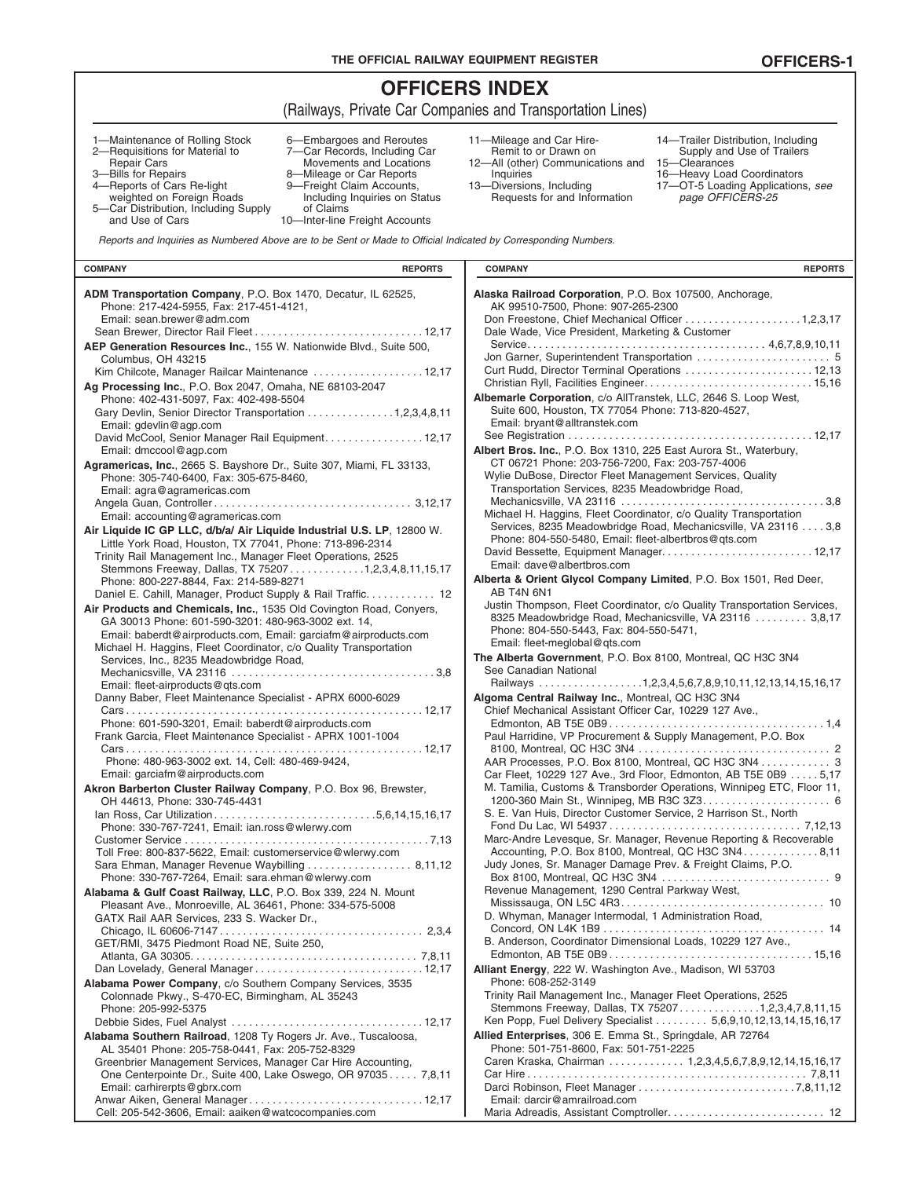# OFFICERS INDEX

(Railways, Private Car Companies and Transportation Lines)

1—Maintenance of Rolling Stock
2—Requisitions for Material to Repair Cars
3—Bills for Repairs
4—Reports of Cars Re-light weighted on Foreign Roads
5—Car Distribution, Including Supply and Use of Cars
6—Embargoes and Reroutes
7—Car Records, Including Car Movements and Locations
8—Mileage or Car Reports
9—Freight Claim Accounts, Including Inquiries on Status of Claims
10—Inter-line Freight Accounts
11—Mileage and Car Hire-Remit to or Drawn on
12—All (other) Communications and Inquiries
13—Diversions, Including Requests for and Information
14—Trailer Distribution, Including Supply and Use of Trailers
15—Clearances
16—Heavy Load Coordinators
17—OT-5 Loading Applications, *see page OFFICERS-25*

*Reports and Inquiries as Numbered Above are to be Sent or Made to Official Indicated by Corresponding Numbers.*

| COMPANY | REPORTS |
|---|---|

**ADM Transportation Company**, P.O. Box 1470, Decatur, IL 62525, Phone: 217-424-5955, Fax: 217-451-4121, Email: sean.brewer@adm.com
Sean Brewer, Director Rail Fleet . . . . 12,17

**AEP Generation Resources Inc.**, 155 W. Nationwide Blvd., Suite 500, Columbus, OH 43215
Kim Chilcote, Manager Railcar Maintenance . . . . 12,17

**Ag Processing Inc.**, P.O. Box 2047, Omaha, NE 68103-2047 Phone: 402-431-5097, Fax: 402-498-5504
Gary Devlin, Senior Director Transportation . . . . 1,2,3,4,8,11
Email: gdevlin@agp.com
David McCool, Senior Manager Rail Equipment. . . . 12,17
Email: dmccool@agp.com

**Agramericas, Inc.**, 2665 S. Bayshore Dr., Suite 307, Miami, FL 33133, Phone: 305-740-6400, Fax: 305-675-8460, Email: agra@agramericas.com
Angela Guan, Controller . . . . 3,12,17
Email: accounting@agramericas.com

**Air Liquide IC GP LLC, d/b/a/ Air Liquide Industrial U.S. LP**, 12800 W. Little York Road, Houston, TX 77041, Phone: 713-896-2314
Trinity Rail Management Inc., Manager Fleet Operations, 2525 Stemmons Freeway, Dallas, TX 75207 . . . . 1,2,3,4,8,11,15,17
Phone: 800-227-8844, Fax: 214-589-8271
Daniel E. Cahill, Manager, Product Supply & Rail Traffic. . . . 12

**Air Products and Chemicals, Inc.**, 1535 Old Covington Road, Conyers, GA 30013 Phone: 601-590-3201: 480-963-3002 ext. 14, Email: babderdt@airproducts.com, Email: garciafm@airproducts.com
Michael H. Haggins, Fleet Coordinator, c/o Quality Transportation Services, Inc., 8235 Meadowbridge Road, Mechanicsville, VA 23116 . . . . 3,8
Email: fleet-airproducts@qts.com
Danny Baber, Fleet Maintenance Specialist - APRX 6000-6029 Cars . . . . 12,17
Phone: 601-590-3201, Email: baberdt@airproducts.com
Frank Garcia, Fleet Maintenance Specialist - APRX 1001-1004 Cars . . . . 12,17
Phone: 480-963-3002 ext. 14, Cell: 480-469-9424, Email: garciafm@airproducts.com

**Akron Barberton Cluster Railway Company**, P.O. Box 96, Brewster, OH 44613, Phone: 330-745-4431
Ian Ross, Car Utilization . . . . 5,6,14,15,16,17
Phone: 330-767-7241, Email: ian.ross@wlerwy.com
Customer Service . . . . 7,13
Toll Free: 800-837-5622, Email: customerservice@wlerwy.com
Sara Ehman, Manager Revenue Waybilling . . . . 8,11,12
Phone: 330-767-7264, Email: sara.ehman@wlerwy.com

**Alabama & Gulf Coast Railway, LLC**, P.O. Box 339, 224 N. Mount Pleasant Ave., Monroeville, AL 36461, Phone: 334-575-5008
GATX Rail AAR Services, 233 S. Wacker Dr., Chicago, IL 60606-7147 . . . . 2,3,4
GET/RMI, 3475 Piedmont Road NE, Suite 250, Atlanta, GA 30305. . . . 7,8,11
Dan Lovelady, General Manager . . . . 12,17

**Alabama Power Company**, c/o Southern Company Services, 3535 Colonnade Pkwy., S-470-EC, Birmingham, AL 35243 Phone: 205-992-5375
Debbie Sides, Fuel Analyst . . . . 12,17

**Alabama Southern Railroad**, 1208 Ty Rogers Jr. Ave., Tuscaloosa, AL 35401 Phone: 205-758-0441, Fax: 205-752-8329
Greenbrier Management Services, Manager Car Hire Accounting, One Centerpointe Dr., Suite 400, Lake Oswego, OR 97035 . . . . 7,8,11
Email: carhirerpts@gbrx.com
Anwar Aiken, General Manager . . . . 12,17
Cell: 205-542-3606, Email: aaiken@watcocompanies.com

**Alaska Railroad Corporation**, P.O. Box 107500, Anchorage, AK 99510-7500, Phone: 907-265-2300
Don Freestone, Chief Mechanical Officer . . . . 1,2,3,17
Dale Wade, Vice President, Marketing & Customer Service. . . . 4,6,7,8,9,10,11
Jon Garner, Superintendent Transportation . . . . 5
Curt Rudd, Director Terminal Operations . . . . 12,13
Christian Ryll, Facilities Engineer. . . . 15,16

**Albemarle Corporation**, c/o AllTranstek, LLC, 2646 S. Loop West, Suite 600, Houston, TX 77054 Phone: 713-820-4527, Email: bryant@alltranstek.com
See Registration . . . . 12,17

**Albert Bros. Inc.**, P.O. Box 1310, 225 East Aurora St., Waterbury, CT 06721 Phone: 203-756-7200, Fax: 203-757-4006
Wylie DuBose, Director Fleet Management Services, Quality Transportation Services, 8235 Meadowbridge Road, Mechanicsville, VA 23116 . . . . 3,8
Michael H. Haggins, Fleet Coordinator, c/o Quality Transportation Services, 8235 Meadowbridge Road, Mechanicsville, VA 23116 . . . . 3,8
Phone: 804-550-5480, Email: fleet-albertbros@qts.com
David Bessette, Equipment Manager. . . . 12,17
Email: dave@albertbros.com

**Alberta & Orient Glycol Company Limited**, P.O. Box 1501, Red Deer, AB T4N 6N1
Justin Thompson, Fleet Coordinator, c/o Quality Transportation Services, 8325 Meadowbridge Road, Mechanicsville, VA 23116 . . . . 3,8,17
Phone: 804-550-5443, Fax: 804-550-5471, Email: fleet-meglobal@qts.com

**The Alberta Government**, P.O. Box 8100, Montreal, QC H3C 3N4
See Canadian National Railways . . . . 1,2,3,4,5,6,7,8,9,10,11,12,13,14,15,16,17

**Algoma Central Railway Inc.**, Montreal, QC H3C 3N4
Chief Mechanical Assistant Officer Car, 10229 127 Ave., Edmonton, AB T5E 0B9 . . . . 1,4
Paul Harridine, VP Procurement & Supply Management, P.O. Box 8100, Montreal, QC H3C 3N4 . . . . 2
AAR Processes, P.O. Box 8100, Montreal, QC H3C 3N4 . . . . 3
Car Fleet, 10229 127 Ave., 3rd Floor, Edmonton, AB T5E 0B9 . . . . 5,17
M. Tamilia, Customs & Transborder Operations, Winnipeg ETC, Floor 11, 1200-360 Main St., Winnipeg, MB R3C 3Z3. . . . 6
S. E. Van Huis, Director Customer Service, 2 Harrison St., North Fond Du Lac, WI 54937 . . . . 7,12,13
Marc-Andre Levesque, Sr. Manager, Revenue Reporting & Recoverable Accounting, P.O. Box 8100, Montreal, QC H3C 3N4 . . . . 8,11
Judy Jones, Sr. Manager Damage Prev. & Freight Claims, P.O. Box 8100, Montreal, QC H3C 3N4 . . . . 9
Revenue Management, 1290 Central Parkway West, Mississauga, ON L5C 4R3. . . . 10
D. Whyman, Manager Intermodal, 1 Administration Road, Concord, ON L4K 1B9 . . . . 14
B. Anderson, Coordinator Dimensional Loads, 10229 127 Ave., Edmonton, AB T5E 0B9. . . . 15,16

**Alliant Energy**, 222 W. Washington Ave., Madison, WI 53703 Phone: 608-252-3149
Trinity Rail Management Inc., Manager Fleet Operations, 2525 Stemmons Freeway, Dallas, TX 75207 . . . . 1,2,3,4,7,8,11,15
Ken Popp, Fuel Delivery Specialist . . . . 5,6,9,10,12,13,14,15,16,17

**Allied Enterprises**, 306 E. Emma St., Springdale, AR 72764 Phone: 501-751-8600, Fax: 501-751-2225
Caren Kraska, Chairman . . . . 1,2,3,4,5,6,7,8,9,12,14,15,16,17
Car Hire . . . . 7,8,11
Darci Robinson, Fleet Manager . . . . 7,8,11,12
Email: darcir@amrailroad.com
Maria Adreadis, Assistant Comptroller. . . . 12